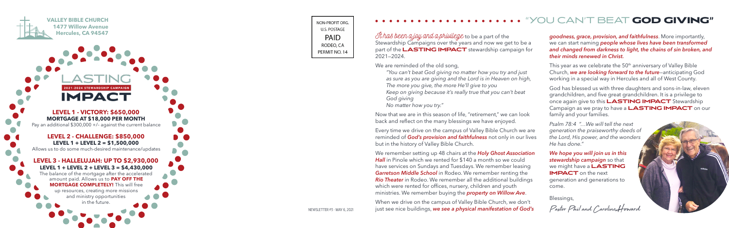**VALLEY BIBLE CHURCH**
**1477 Willow Avenue**
**Hercules, CA 94547**

# LASTING IMPACT

**2021-2024 STEWARDSHIP CAMPAIGN**

### LEVEL 1 - VICTORY: $650,000

**MORTGAGE AT $18,000 PER MONTH**

Pay an additional $300,000 +/- against the current balance

### LEVEL 2 - CHALLENGE: $850,000

**LEVEL 1 + LEVEL 2 = $1,500,000**

Allows us to do some much-desired maintenance/updates

### LEVEL 3 - HALLELUJAH: UP TO $2,930,000

**LEVEL 1 + LEVEL 2 + LEVEL 3 = $4,430,000**

The balance of the mortgage after the accelerated amount paid. Allows us to **PAY OFF THE MORTGAGE COMPLETELY!** This will free up resources, creating more missions and ministry opportunities in the future.

NON-PROFIT ORG.
U.S. POSTAGE
PAID
RODEO, CA
PERMIT NO. 14

NEWSLETTER #3 · MAY 6, 2021

# "YOU CAN'T BEAT GOD GIVING"

*It has been a joy and a privilege* to be a part of the Stewardship Campaigns over the years and now we get to be a part of the **LASTING IMPACT** stewardship campaign for 2021—2024.

We are reminded of the old song,

> *"You can't beat God giving no matter how you try and just as sure as you are giving and the Lord is in Heaven on high, The more you give, the more He'll give to you Keep on giving because it's really true that you can't beat God giving No matter how you try."*

Now that we are in this season of life, "retirement," we can look back and reflect on the many blessings we have enjoyed.

Every time we drive on the campus of Valley Bible Church we are reminded of ***God's provision and faithfulness*** not only in our lives but in the history of Valley Bible Church.

We remember setting up 48 chairs at the ***Holy Ghost Association Hall*** in Pinole which we rented for $140 a month so we could have services on Sundays and Tuesdays. We remember leasing ***Garretson Middle School*** in Rodeo. We remember renting the ***Rio Theater*** in Rodeo. We remember all the additional buildings which were rented for offices, nursery, children and youth ministries. We remember buying the ***property on Willow Ave***.

When we drive on the campus of Valley Bible Church, we don't just see nice buildings, ***we see a physical manifestation of God's goodness, grace, provision, and faithfulness***. More importantly, we can start naming ***people whose lives have been transformed and changed from darkness to light, the chains of sin broken, and their minds renewed in Christ.***

This year as we celebrate the 50th anniversary of Valley Bible Church, ***we are looking forward to the future***—anticipating God working in a special way in Hercules and all of West County.

God has blessed us with three daughters and sons-in-law, eleven grandchildren, and five great grandchildren. It is a privilege to once again give to this **LASTING IMPACT** Stewardship Campaign as we pray to have a **LASTING IMPACT** on our family and your families.

*Psalm 78:4 "...We will tell the next generation the praiseworthy deeds of the Lord, His power, and the wonders He has done."*

***We hope you will join us in this stewardship campaign*** so that we might have a **LASTING IMPACT** on the next generation and generations to come.

Blessings,

*Pastor Phil and Caroline Howard*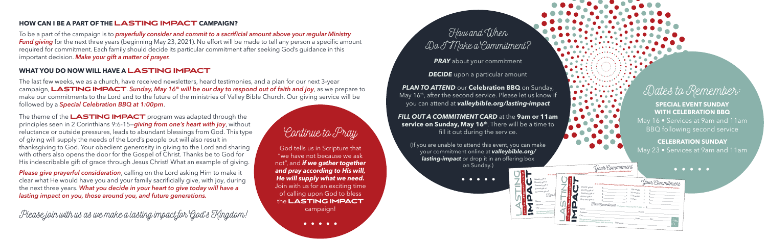## HOW CAN I BE A PART OF THE LASTING IMPACT CAMPAIGN?

To be a part of the campaign is to ***prayerfully consider and commit to a sacrificial amount above your regular Ministry Fund giving*** for the next three years (beginning May 23, 2021). No effort will be made to tell any person a specific amount required for commitment. Each family should decide its particular commitment after seeking God's guidance in this important decision. ***Make your gift a matter of prayer.***

## WHAT YOU DO NOW WILL HAVE A LASTING IMPACT

The last few weeks, we as a church, have received newsletters, heard testimonies, and a plan for our next 3-year campaign, **LASTING IMPACT**. ***Sunday, May 16th will be our day to respond out of faith and joy***, as we prepare to make our commitments to the Lord and to the future of the ministries of Valley Bible Church. Our giving service will be followed by a ***Special Celebration BBQ at 1:00pm***.

The theme of the **LASTING IMPACT** program was adapted through the principles seen in 2 Corinthians 9:6-15—***giving from one's heart with joy***, without reluctance or outside pressures, leads to abundant blessings from God. This type of giving will supply the needs of the Lord's people but will also result in thanksgiving to God. Your obedient generosity in giving to the Lord and sharing with others also opens the door for the Gospel of Christ. Thanks be to God for His indescribable gift of grace through Jesus Christ! What an example of giving.

***Please give prayerful consideration***, calling on the Lord asking Him to make it clear what He would have you and your family sacrificially give, with joy, during the next three years. ***What you decide in your heart to give today will have a lasting impact on you, those around you, and future generations.***

*Please join with us as we make a lasting impact for God's Kingdom!*

## Continue to Pray

God tells us in Scripture that "we have not because we ask not", and ***if we gather together and pray according to His will, He will supply what we need.*** Join with us for an exciting time of calling upon God to bless the **LASTING IMPACT** campaign!

## How and When Do I Make a Commitment?

***PRAY*** about your commitment

***DECIDE*** upon a particular amount

***PLAN TO ATTEND*** our **Celebration BBQ** on Sunday, May 16th, after the second service. Please let us know if you can attend at ***valleybible.org/lasting-impact***

***FILL OUT A COMMITMENT CARD*** at the **9am or 11am service on Sunday, May 16th**. There will be a time to fill it out during the service.

(If you are unable to attend this event, you can make your commitment online at ***valleybible.org/lasting-impact*** or drop it in an offering box on Sunday.)

## Dates to Remember:

**SPECIAL EVENT SUNDAY WITH CELEBRATION BBQ**
May 16 • Services at 9am and 11am
BBQ following second service

**CELEBRATION SUNDAY**
May 23 • Services at 9am and 11am